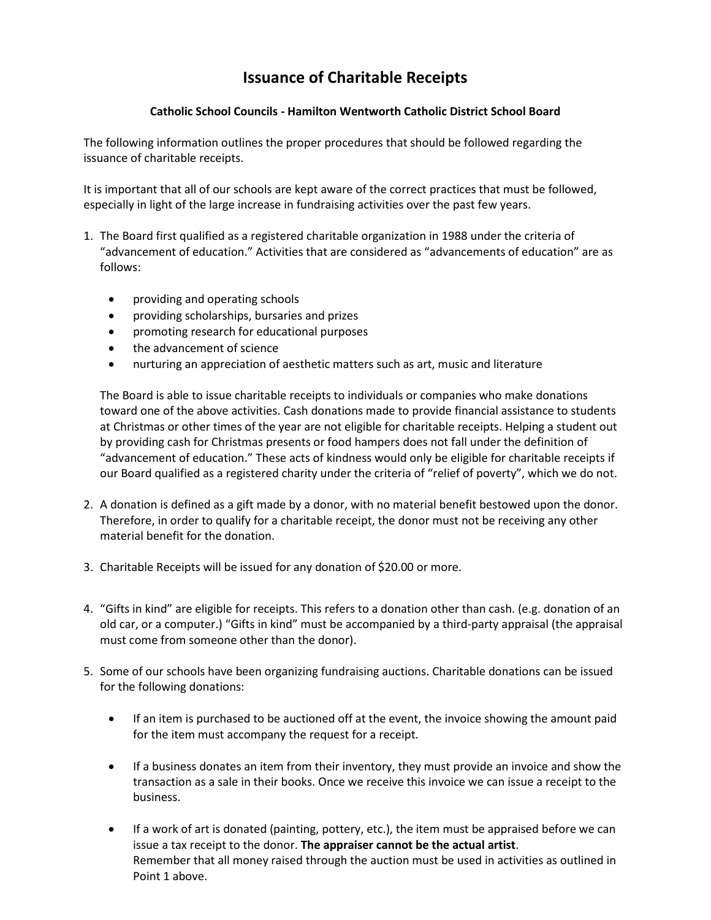# Issuance of Charitable Receipts

### Catholic School Councils - Hamilton Wentworth Catholic District School Board

The following information outlines the proper procedures that should be followed regarding the issuance of charitable receipts.

It is important that all of our schools are kept aware of the correct practices that must be followed, especially in light of the large increase in fundraising activities over the past few years.

1. The Board first qualified as a registered charitable organization in 1988 under the criteria of "advancement of education." Activities that are considered as "advancements of education" are as follows:

   - providing and operating schools
   - providing scholarships, bursaries and prizes
   - promoting research for educational purposes
   - the advancement of science
   - nurturing an appreciation of aesthetic matters such as art, music and literature

   The Board is able to issue charitable receipts to individuals or companies who make donations toward one of the above activities. Cash donations made to provide financial assistance to students at Christmas or other times of the year are not eligible for charitable receipts. Helping a student out by providing cash for Christmas presents or food hampers does not fall under the definition of "advancement of education." These acts of kindness would only be eligible for charitable receipts if our Board qualified as a registered charity under the criteria of "relief of poverty", which we do not.

2. A donation is defined as a gift made by a donor, with no material benefit bestowed upon the donor. Therefore, in order to qualify for a charitable receipt, the donor must not be receiving any other material benefit for the donation.

3. Charitable Receipts will be issued for any donation of $20.00 or more.

4. "Gifts in kind" are eligible for receipts. This refers to a donation other than cash. (e.g. donation of an old car, or a computer.) "Gifts in kind" must be accompanied by a third-party appraisal (the appraisal must come from someone other than the donor).

5. Some of our schools have been organizing fundraising auctions. Charitable donations can be issued for the following donations:

   - If an item is purchased to be auctioned off at the event, the invoice showing the amount paid for the item must accompany the request for a receipt.

   - If a business donates an item from their inventory, they must provide an invoice and show the transaction as a sale in their books. Once we receive this invoice we can issue a receipt to the business.

   - If a work of art is donated (painting, pottery, etc.), the item must be appraised before we can issue a tax receipt to the donor. **The appraiser cannot be the actual artist**.
     Remember that all money raised through the auction must be used in activities as outlined in Point 1 above.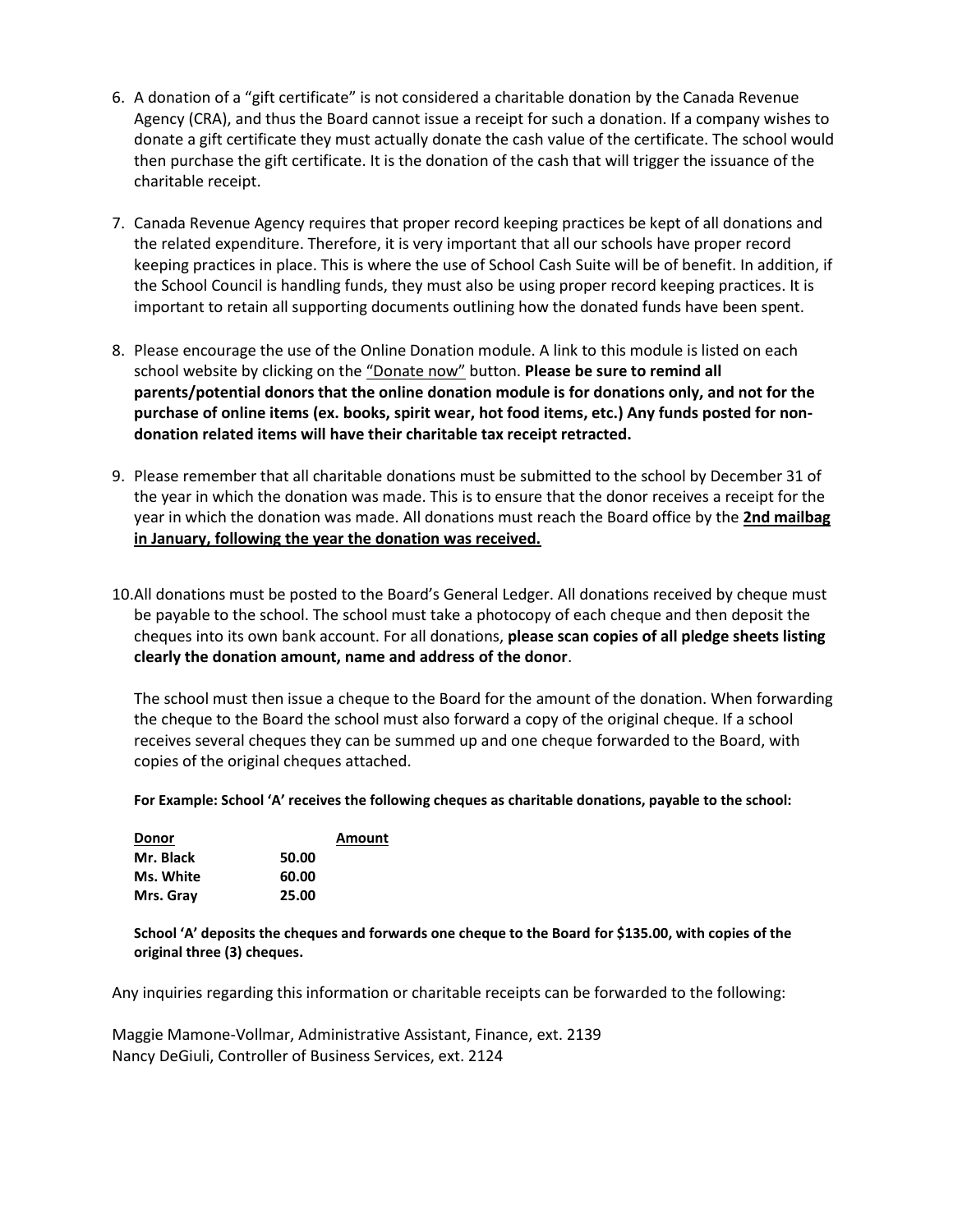6. A donation of a "gift certificate" is not considered a charitable donation by the Canada Revenue Agency (CRA), and thus the Board cannot issue a receipt for such a donation. If a company wishes to donate a gift certificate they must actually donate the cash value of the certificate. The school would then purchase the gift certificate. It is the donation of the cash that will trigger the issuance of the charitable receipt.

7. Canada Revenue Agency requires that proper record keeping practices be kept of all donations and the related expenditure. Therefore, it is very important that all our schools have proper record keeping practices in place. This is where the use of School Cash Suite will be of benefit. In addition, if the School Council is handling funds, they must also be using proper record keeping practices. It is important to retain all supporting documents outlining how the donated funds have been spent.

8. Please encourage the use of the Online Donation module. A link to this module is listed on each school website by clicking on the "Donate now" button. **Please be sure to remind all parents/potential donors that the online donation module is for donations only, and not for the purchase of online items (ex. books, spirit wear, hot food items, etc.) Any funds posted for non-donation related items will have their charitable tax receipt retracted.**

9. Please remember that all charitable donations must be submitted to the school by December 31 of the year in which the donation was made. This is to ensure that the donor receives a receipt for the year in which the donation was made. All donations must reach the Board office by the **2nd mailbag in January, following the year the donation was received.**

10. All donations must be posted to the Board's General Ledger. All donations received by cheque must be payable to the school. The school must take a photocopy of each cheque and then deposit the cheques into its own bank account. For all donations, **please scan copies of all pledge sheets listing clearly the donation amount, name and address of the donor**.

    The school must then issue a cheque to the Board for the amount of the donation. When forwarding the cheque to the Board the school must also forward a copy of the original cheque. If a school receives several cheques they can be summed up and one cheque forwarded to the Board, with copies of the original cheques attached.

    **For Example: School 'A' receives the following cheques as charitable donations, payable to the school:**

    | Donor | Amount |
    |---|---|
    | **Mr. Black** | **50.00** |
    | **Ms. White** | **60.00** |
    | **Mrs. Gray** | **25.00** |

    **School 'A' deposits the cheques and forwards one cheque to the Board for $135.00, with copies of the original three (3) cheques.**

Any inquiries regarding this information or charitable receipts can be forwarded to the following:

Maggie Mamone-Vollmar, Administrative Assistant, Finance, ext. 2139
Nancy DeGiuli, Controller of Business Services, ext. 2124